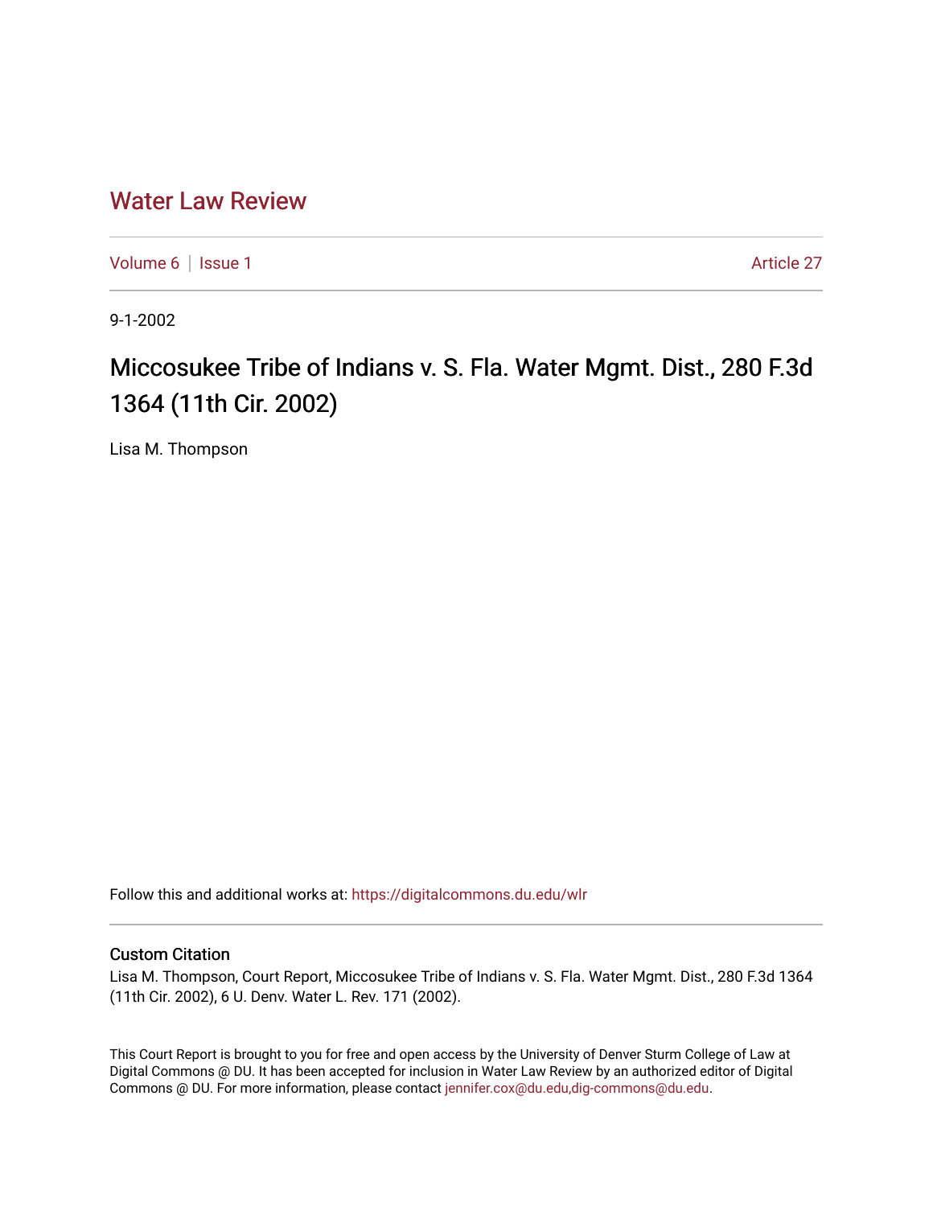# Water Law Review

Volume 6 | Issue 1 Article 27

9-1-2002

## Miccosukee Tribe of Indians v. S. Fla. Water Mgmt. Dist., 280 F.3d 1364 (11th Cir. 2002)

Lisa M. Thompson

Follow this and additional works at: https://digitalcommons.du.edu/wlr

### Custom Citation

Lisa M. Thompson, Court Report, Miccosukee Tribe of Indians v. S. Fla. Water Mgmt. Dist., 280 F.3d 1364 (11th Cir. 2002), 6 U. Denv. Water L. Rev. 171 (2002).

This Court Report is brought to you for free and open access by the University of Denver Sturm College of Law at Digital Commons @ DU. It has been accepted for inclusion in Water Law Review by an authorized editor of Digital Commons @ DU. For more information, please contact jennifer.cox@du.edu,dig-commons@du.edu.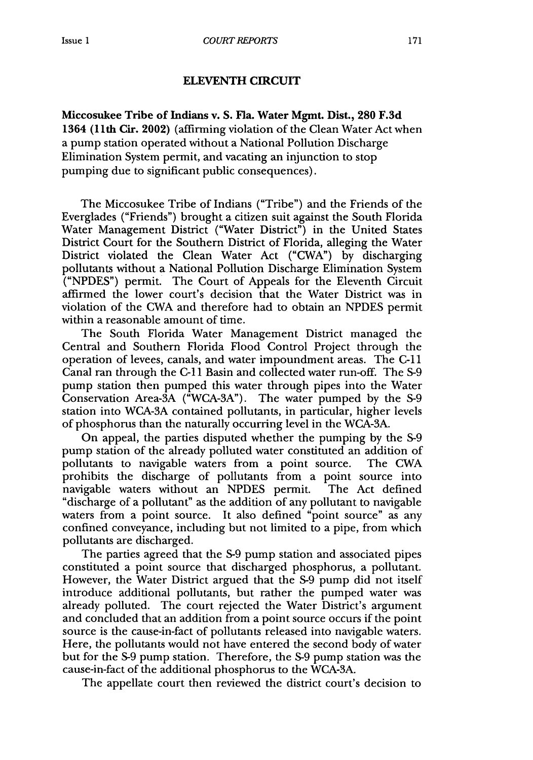## ELEVENTH CIRCUIT

**Miccosukee Tribe of Indians v. S. Fla. Water Mgmt. Dist., 280 F.3d 1364 (11th Cir. 2002)** (affirming violation of the Clean Water Act when a pump station operated without a National Pollution Discharge Elimination System permit, and vacating an injunction to stop pumping due to significant public consequences).

The Miccosukee Tribe of Indians ("Tribe") and the Friends of the Everglades ("Friends") brought a citizen suit against the South Florida Water Management District ("Water District") in the United States District Court for the Southern District of Florida, alleging the Water District violated the Clean Water Act ("CWA") by discharging pollutants without a National Pollution Discharge Elimination System ("NPDES") permit. The Court of Appeals for the Eleventh Circuit affirmed the lower court's decision that the Water District was in violation of the CWA and therefore had to obtain an NPDES permit within a reasonable amount of time.

The South Florida Water Management District managed the Central and Southern Florida Flood Control Project through the operation of levees, canals, and water impoundment areas. The C-11 Canal ran through the C-11 Basin and collected water run-off. The S-9 pump station then pumped this water through pipes into the Water Conservation Area-3A ("WCA-3A"). The water pumped by the S-9 station into WCA-3A contained pollutants, in particular, higher levels of phosphorus than the naturally occurring level in the WCA-3A.

On appeal, the parties disputed whether the pumping by the S-9 pump station of the already polluted water constituted an addition of pollutants to navigable waters from a point source. The CWA prohibits the discharge of pollutants from a point source into navigable waters without an NPDES permit. The Act defined "discharge of a pollutant" as the addition of any pollutant to navigable waters from a point source. It also defined "point source" as any confined conveyance, including but not limited to a pipe, from which pollutants are discharged.

The parties agreed that the S-9 pump station and associated pipes constituted a point source that discharged phosphorus, a pollutant. However, the Water District argued that the S-9 pump did not itself introduce additional pollutants, but rather the pumped water was already polluted. The court rejected the Water District's argument and concluded that an addition from a point source occurs if the point source is the cause-in-fact of pollutants released into navigable waters. Here, the pollutants would not have entered the second body of water but for the S-9 pump station. Therefore, the S-9 pump station was the cause-in-fact of the additional phosphorus to the WCA-3A.

The appellate court then reviewed the district court's decision to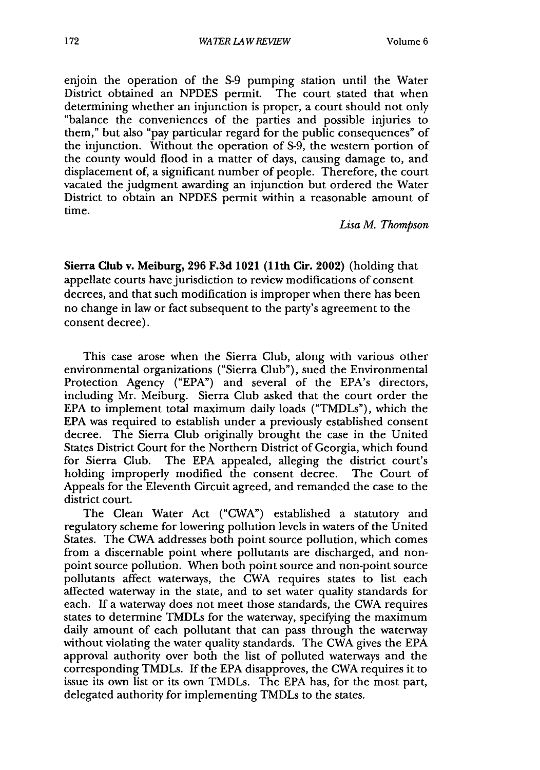enjoin the operation of the S-9 pumping station until the Water District obtained an NPDES permit. The court stated that when determining whether an injunction is proper, a court should not only "balance the conveniences of the parties and possible injuries to them," but also "pay particular regard for the public consequences" of the injunction. Without the operation of S-9, the western portion of the county would flood in a matter of days, causing damage to, and displacement of, a significant number of people. Therefore, the court vacated the judgment awarding an injunction but ordered the Water District to obtain an NPDES permit within a reasonable amount of time.

*Lisa M. Thompson*

**Sierra Club v. Meiburg, 296 F.3d 1021 (11th Cir. 2002)** (holding that appellate courts have jurisdiction to review modifications of consent decrees, and that such modification is improper when there has been no change in law or fact subsequent to the party's agreement to the consent decree).

This case arose when the Sierra Club, along with various other environmental organizations ("Sierra Club"), sued the Environmental Protection Agency ("EPA") and several of the EPA's directors, including Mr. Meiburg. Sierra Club asked that the court order the EPA to implement total maximum daily loads ("TMDLs"), which the EPA was required to establish under a previously established consent decree. The Sierra Club originally brought the case in the United States District Court for the Northern District of Georgia, which found for Sierra Club. The EPA appealed, alleging the district court's holding improperly modified the consent decree. The Court of Appeals for the Eleventh Circuit agreed, and remanded the case to the district court.

The Clean Water Act ("CWA") established a statutory and regulatory scheme for lowering pollution levels in waters of the United States. The CWA addresses both point source pollution, which comes from a discernable point where pollutants are discharged, and non-point source pollution. When both point source and non-point source pollutants affect waterways, the CWA requires states to list each affected waterway in the state, and to set water quality standards for each. If a waterway does not meet those standards, the CWA requires states to determine TMDLs for the waterway, specifying the maximum daily amount of each pollutant that can pass through the waterway without violating the water quality standards. The CWA gives the EPA approval authority over both the list of polluted waterways and the corresponding TMDLs. If the EPA disapproves, the CWA requires it to issue its own list or its own TMDLs. The EPA has, for the most part, delegated authority for implementing TMDLs to the states.